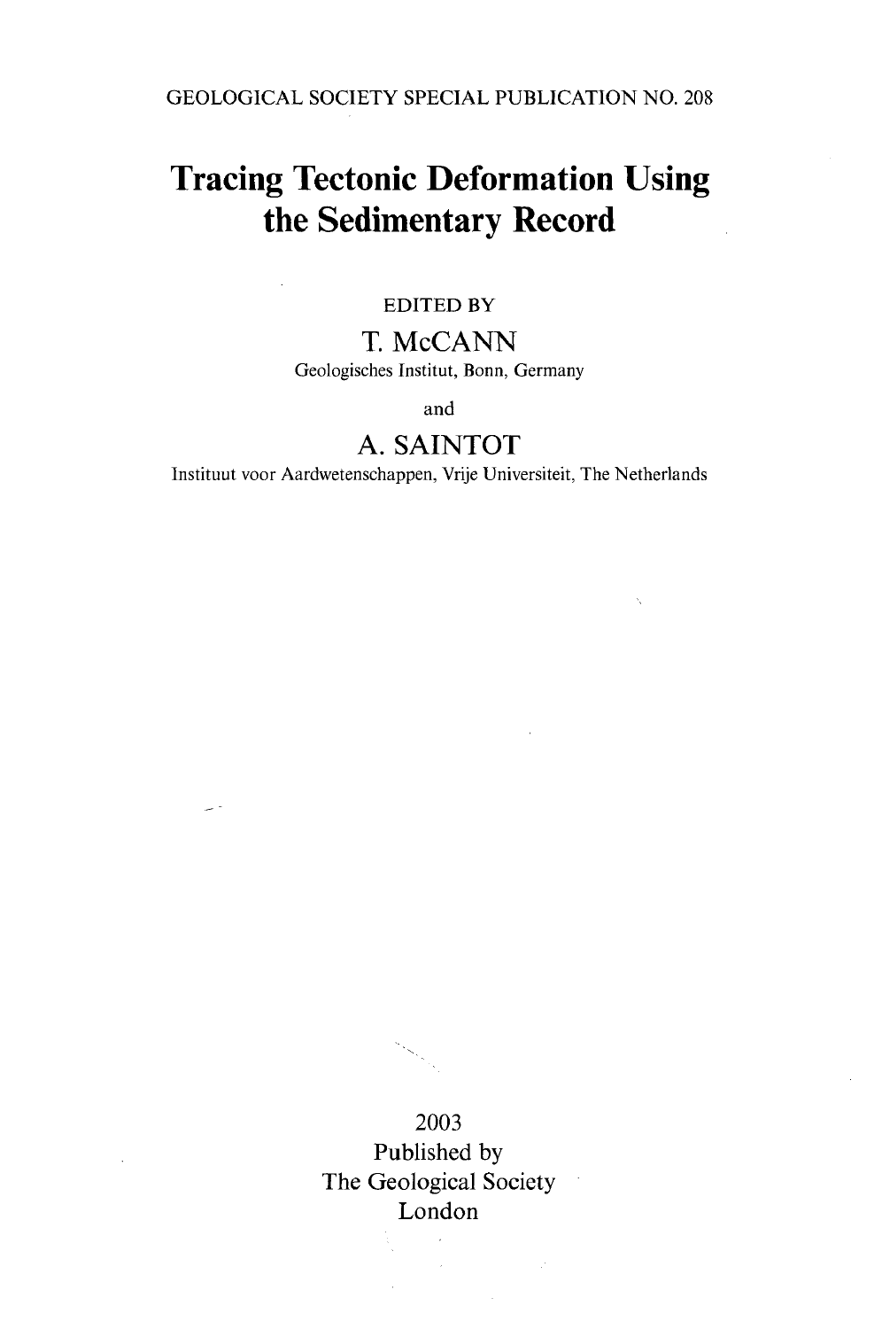GEOLOGICAL SOCIETY SPECIAL PUBLICATION NO. 208

# Tracing Tectonic Deformation Using the Sedimentary Record

EDITED BY

## T. McCANN

Geologisches Institut, Bonn, Germany

and

## A. SAINTOT

Instituut voor Aardwetenschappen, Vrije Universiteit, The Netherlands

2003

Published by

The Geological Society

London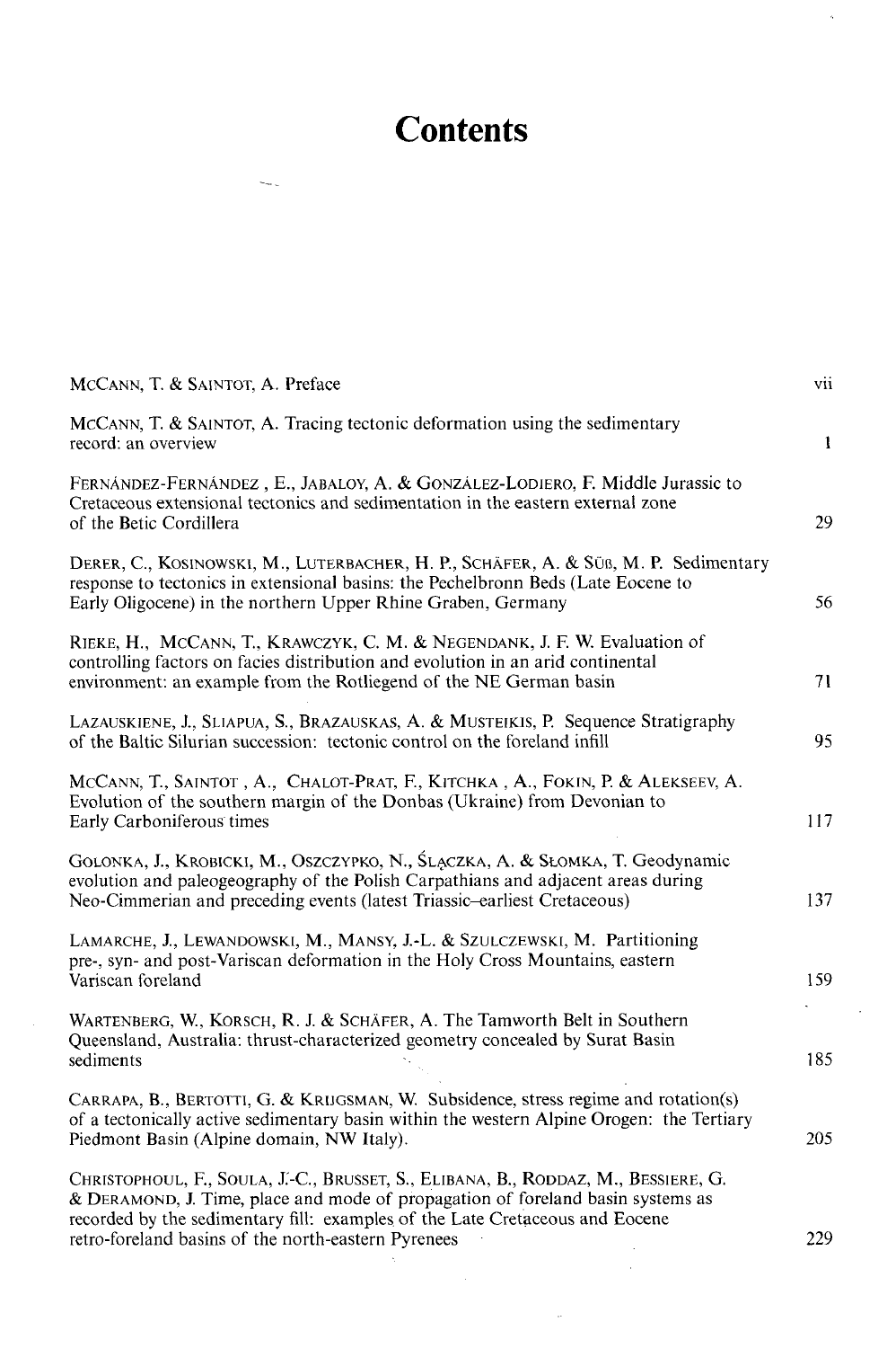# Contents

McCann, T. & Saintot, A. Preface vii

McCann, T. & Saintot, A. Tracing tectonic deformation using the sedimentary record: an overview 1

Fernández-Fernández, E., Jabaloy, A. & González-Lodiero, F. Middle Jurassic to Cretaceous extensional tectonics and sedimentation in the eastern external zone of the Betic Cordillera 29

Derer, C., Kosinowski, M., Luterbacher, H. P., Schäfer, A. & Süß, M. P. Sedimentary response to tectonics in extensional basins: the Pechelbronn Beds (Late Eocene to Early Oligocene) in the northern Upper Rhine Graben, Germany 56

Rieke, H., McCann, T., Krawczyk, C. M. & Negendank, J. F. W. Evaluation of controlling factors on facies distribution and evolution in an arid continental environment: an example from the Rotliegend of the NE German basin 71

Lazauskiene, J., Sliapua, S., Brazauskas, A. & Musteikis, P. Sequence Stratigraphy of the Baltic Silurian succession: tectonic control on the foreland infill 95

McCann, T., Saintot, A., Chalot-Prat, F., Kitchka, A., Fokin, P. & Alekseev, A. Evolution of the southern margin of the Donbas (Ukraine) from Devonian to Early Carboniferous times 117

Golonka, J., Krobicki, M., Oszczypko, N., Ślączka, A. & Słomka, T. Geodynamic evolution and paleogeography of the Polish Carpathians and adjacent areas during Neo-Cimmerian and preceding events (latest Triassic–earliest Cretaceous) 137

Lamarche, J., Lewandowski, M., Mansy, J.-L. & Szulczewski, M. Partitioning pre-, syn- and post-Variscan deformation in the Holy Cross Mountains, eastern Variscan foreland 159

Wartenberg, W., Korsch, R. J. & Schäfer, A. The Tamworth Belt in Southern Queensland, Australia: thrust-characterized geometry concealed by Surat Basin sediments 185

Carrapa, B., Bertotti, G. & Krijgsman, W. Subsidence, stress regime and rotation(s) of a tectonically active sedimentary basin within the western Alpine Orogen: the Tertiary Piedmont Basin (Alpine domain, NW Italy). 205

Christophoul, F., Soula, J.-C., Brusset, S., Elibana, B., Roddaz, M., Bessiere, G. & Deramond, J. Time, place and mode of propagation of foreland basin systems as recorded by the sedimentary fill: examples of the Late Cretaceous and Eocene retro-foreland basins of the north-eastern Pyrenees 229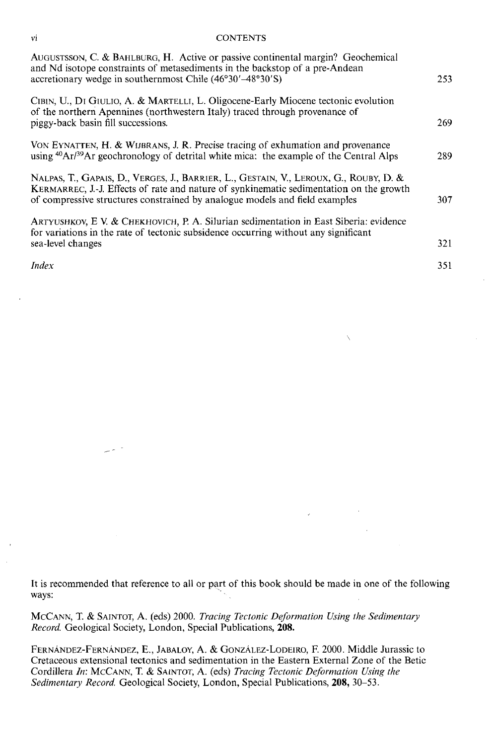AUGUSTSSON, C. & BAHLBURG, H. Active or passive continental margin? Geochemical and Nd isotope constraints of metasediments in the backstop of a pre-Andean accretionary wedge in southernmost Chile (46°30′–48°30′S) 253

CIBIN, U., DI GIULIO, A. & MARTELLI, L. Oligocene-Early Miocene tectonic evolution of the northern Apennines (northwestern Italy) traced through provenance of piggy-back basin fill successions. 269

VON EYNATTEN, H. & WIJBRANS, J. R. Precise tracing of exhumation and provenance using $^{40}Ar/^{39}Ar$ geochronology of detrital white mica: the example of the Central Alps 289

NALPAS, T., GAPAIS, D., VERGES, J., BARRIER, L., GESTAIN, V., LEROUX, G., ROUBY, D. & KERMARREC, J.-J. Effects of rate and nature of synkinematic sedimentation on the growth of compressive structures constrained by analogue models and field examples 307

ARTYUSHKOV, E V. & CHEKHOVICH, P. A. Silurian sedimentation in East Siberia: evidence for variations in the rate of tectonic subsidence occurring without any significant sea-level changes 321

*Index* 351

It is recommended that reference to all or part of this book should be made in one of the following ways:

MCCANN, T. & SAINTOT, A. (eds) 2000. *Tracing Tectonic Deformation Using the Sedimentary Record.* Geological Society, London, Special Publications, **208.**

FERNÁNDEZ-FERNÁNDEZ, E., JABALOY, A. & GONZÁLEZ-LODEIRO, F. 2000. Middle Jurassic to Cretaceous extensional tectonics and sedimentation in the Eastern External Zone of the Betic Cordillera *In*: MCCANN, T. & SAINTOT, A. (eds) *Tracing Tectonic Deformation Using the Sedimentary Record.* Geological Society, London, Special Publications, **208,** 30–53.